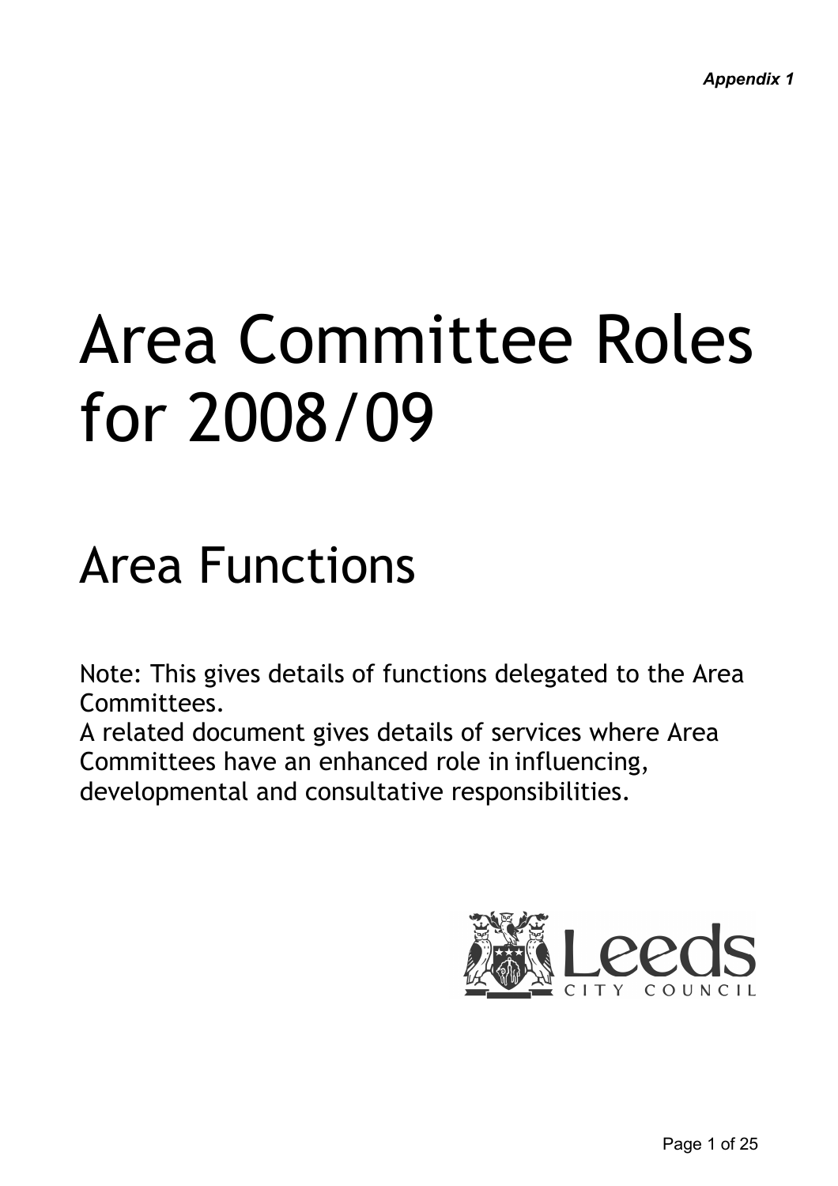*Appendix 1*

# Area Committee Roles for 2008/09

## Area Functions

Note: This gives details of functions delegated to the Area Committees.
A related document gives details of services where Area Committees have an enhanced role in influencing, developmental and consultative responsibilities.

Leeds
CITY COUNCIL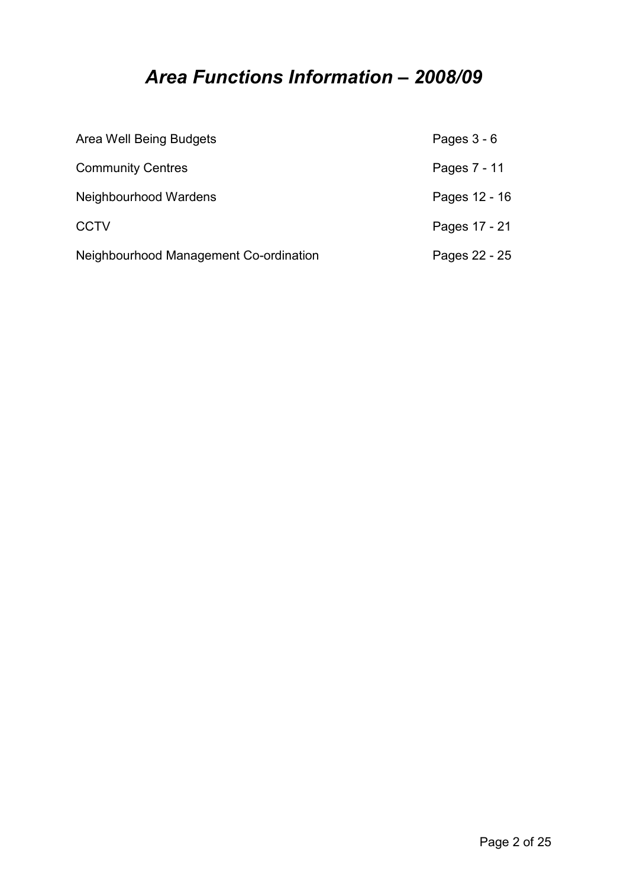# *Area Functions Information – 2008/09*

| | |
|---|---|
| Area Well Being Budgets | Pages 3 - 6 |
| Community Centres | Pages 7 - 11 |
| Neighbourhood Wardens | Pages 12 - 16 |
| CCTV | Pages 17 - 21 |
| Neighbourhood Management Co-ordination | Pages 22 - 25 |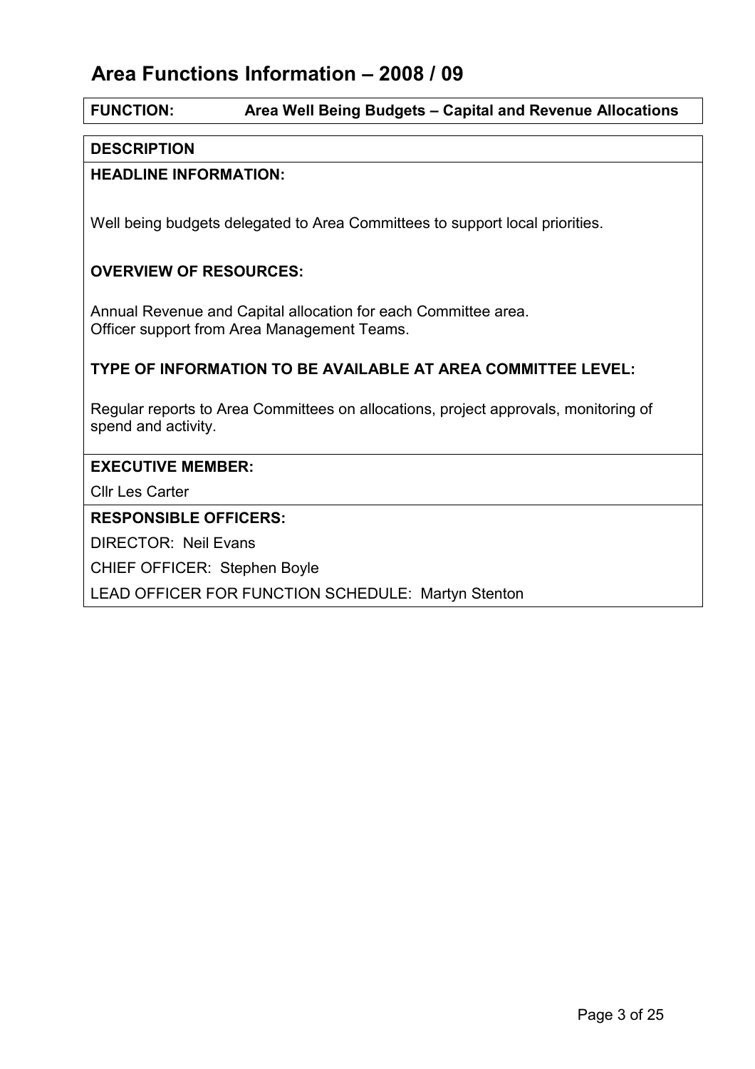# Area Functions Information – 2008 / 09

**FUNCTION:** **Area Well Being Budgets – Capital and Revenue Allocations**

**DESCRIPTION**

**HEADLINE INFORMATION:**

Well being budgets delegated to Area Committees to support local priorities.

**OVERVIEW OF RESOURCES:**

Annual Revenue and Capital allocation for each Committee area.
Officer support from Area Management Teams.

**TYPE OF INFORMATION TO BE AVAILABLE AT AREA COMMITTEE LEVEL:**

Regular reports to Area Committees on allocations, project approvals, monitoring of spend and activity.

**EXECUTIVE MEMBER:**

Cllr Les Carter

**RESPONSIBLE OFFICERS:**

DIRECTOR: Neil Evans

CHIEF OFFICER: Stephen Boyle

LEAD OFFICER FOR FUNCTION SCHEDULE: Martyn Stenton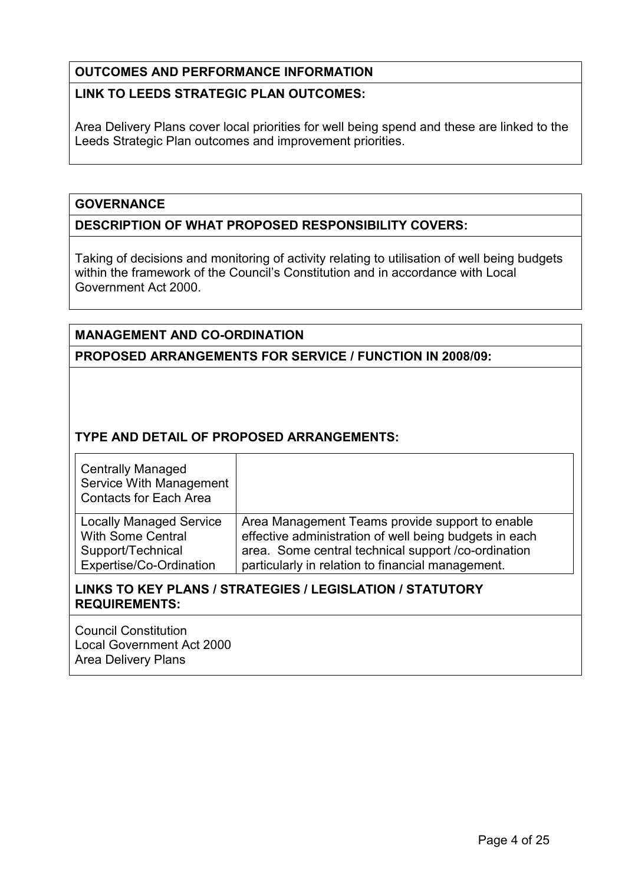**OUTCOMES AND PERFORMANCE INFORMATION**

**LINK TO LEEDS STRATEGIC PLAN OUTCOMES:**

Area Delivery Plans cover local priorities for well being spend and these are linked to the Leeds Strategic Plan outcomes and improvement priorities.

**GOVERNANCE**

**DESCRIPTION OF WHAT PROPOSED RESPONSIBILITY COVERS:**

Taking of decisions and monitoring of activity relating to utilisation of well being budgets within the framework of the Council's Constitution and in accordance with Local Government Act 2000.

**MANAGEMENT AND CO-ORDINATION**

**PROPOSED ARRANGEMENTS FOR SERVICE / FUNCTION IN 2008/09:**

**TYPE AND DETAIL OF PROPOSED ARRANGEMENTS:**

| | |
|---|---|
| Centrally Managed Service With Management Contacts for Each Area | |
| Locally Managed Service With Some Central Support/Technical Expertise/Co-Ordination | Area Management Teams provide support to enable effective administration of well being budgets in each area. Some central technical support /co-ordination particularly in relation to financial management. |

**LINKS TO KEY PLANS / STRATEGIES / LEGISLATION / STATUTORY REQUIREMENTS:**

Council Constitution
Local Government Act 2000
Area Delivery Plans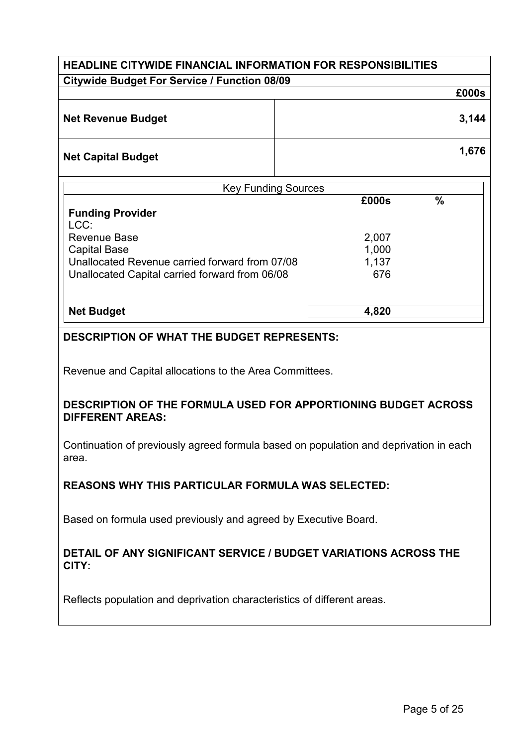## HEADLINE CITYWIDE FINANCIAL INFORMATION FOR RESPONSIBILITIES

**Citywide Budget For Service / Function 08/09**

| | £000s |
|---|---|
| **Net Revenue Budget** | **3,144** |
| **Net Capital Budget** | **1,676** |

| Key Funding Sources | | |
|---|---|---|
| **Funding Provider** | **£000s** | **%** |
| LCC: | | |
| Revenue Base | 2,007 | |
| Capital Base | 1,000 | |
| Unallocated Revenue carried forward from 07/08 | 1,137 | |
| Unallocated Capital carried forward from 06/08 | 676 | |
| **Net Budget** | **4,820** | |

**DESCRIPTION OF WHAT THE BUDGET REPRESENTS:**

Revenue and Capital allocations to the Area Committees.

**DESCRIPTION OF THE FORMULA USED FOR APPORTIONING BUDGET ACROSS DIFFERENT AREAS:**

Continuation of previously agreed formula based on population and deprivation in each area.

**REASONS WHY THIS PARTICULAR FORMULA WAS SELECTED:**

Based on formula used previously and agreed by Executive Board.

**DETAIL OF ANY SIGNIFICANT SERVICE / BUDGET VARIATIONS ACROSS THE CITY:**

Reflects population and deprivation characteristics of different areas.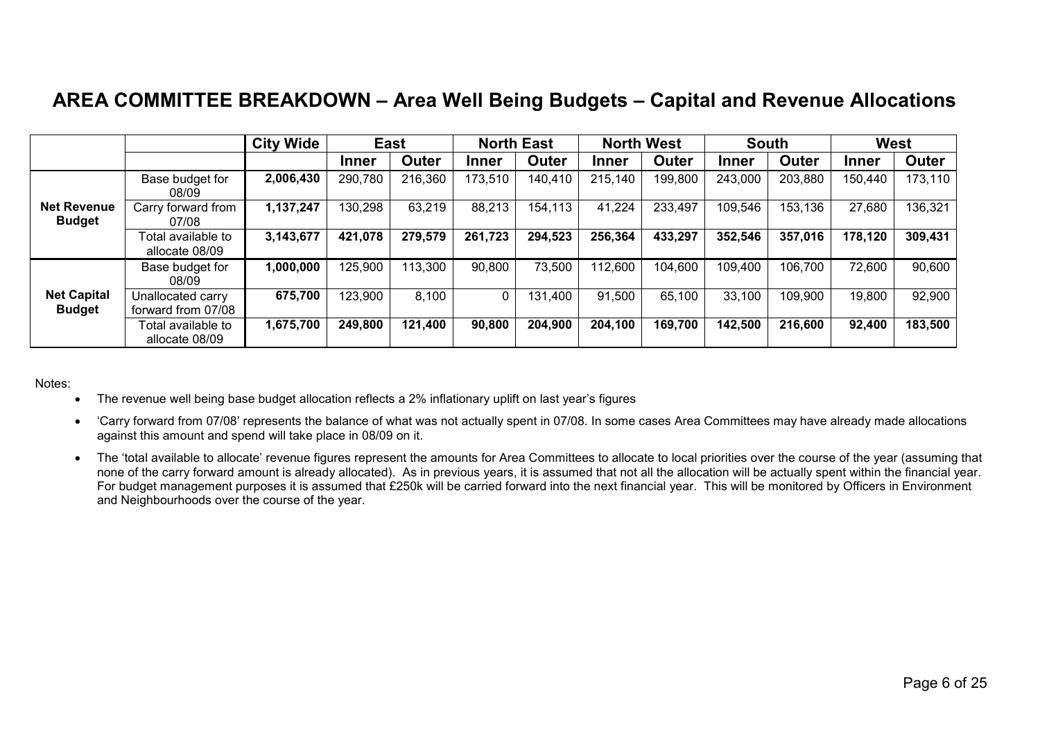# AREA COMMITTEE BREAKDOWN – Area Well Being Budgets – Capital and Revenue Allocations

| | | City Wide | East | | North East | | North West | | South | | West | |
|---|---|---|---|---|---|---|---|---|---|---|---|---|
| | | | Inner | Outer | Inner | Outer | Inner | Outer | Inner | Outer | Inner | Outer |
| **Net Revenue Budget** | Base budget for 08/09 | **2,006,430** | 290,780 | 216,360 | 173,510 | 140,410 | 215,140 | 199,800 | 243,000 | 203,880 | 150,440 | 173,110 |
| | Carry forward from 07/08 | **1,137,247** | 130,298 | 63,219 | 88,213 | 154,113 | 41,224 | 233,497 | 109,546 | 153,136 | 27,680 | 136,321 |
| | Total available to allocate 08/09 | **3,143,677** | **421,078** | **279,579** | **261,723** | **294,523** | **256,364** | **433,297** | **352,546** | **357,016** | **178,120** | **309,431** |
| **Net Capital Budget** | Base budget for 08/09 | **1,000,000** | 125,900 | 113,300 | 90,800 | 73,500 | 112,600 | 104,600 | 109,400 | 106,700 | 72,600 | 90,600 |
| | Unallocated carry forward from 07/08 | **675,700** | 123,900 | 8,100 | 0 | 131,400 | 91,500 | 65,100 | 33,100 | 109,900 | 19,800 | 92,900 |
| | Total available to allocate 08/09 | **1,675,700** | **249,800** | **121,400** | **90,800** | **204,900** | **204,100** | **169,700** | **142,500** | **216,600** | **92,400** | **183,500** |

Notes:

- The revenue well being base budget allocation reflects a 2% inflationary uplift on last year's figures
- 'Carry forward from 07/08' represents the balance of what was not actually spent in 07/08. In some cases Area Committees may have already made allocations against this amount and spend will take place in 08/09 on it.
- The 'total available to allocate' revenue figures represent the amounts for Area Committees to allocate to local priorities over the course of the year (assuming that none of the carry forward amount is already allocated). As in previous years, it is assumed that not all the allocation will be actually spent within the financial year. For budget management purposes it is assumed that £250k will be carried forward into the next financial year. This will be monitored by Officers in Environment and Neighbourhoods over the course of the year.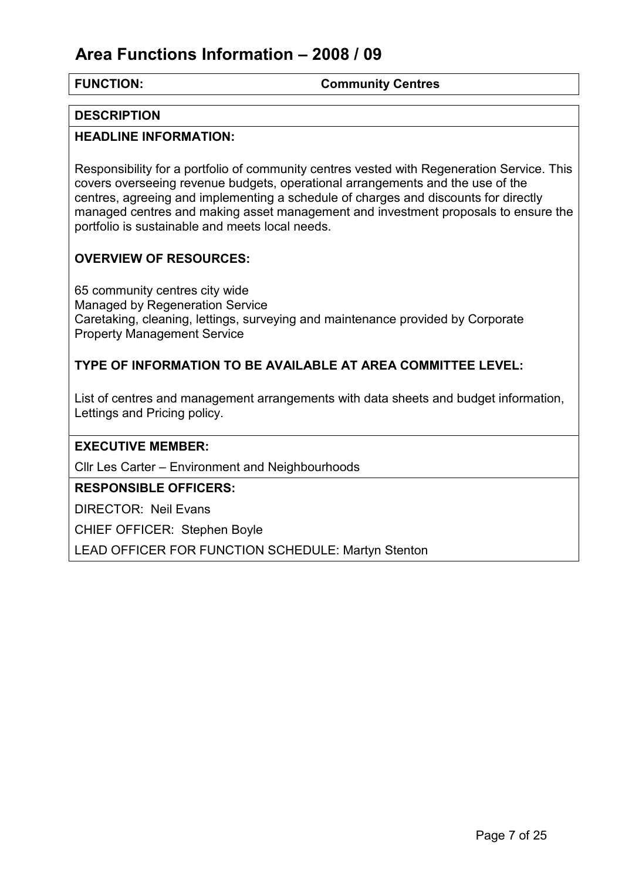# Area Functions Information – 2008 / 09

**FUNCTION:** **Community Centres**

**DESCRIPTION**

**HEADLINE INFORMATION:**

Responsibility for a portfolio of community centres vested with Regeneration Service. This covers overseeing revenue budgets, operational arrangements and the use of the centres, agreeing and implementing a schedule of charges and discounts for directly managed centres and making asset management and investment proposals to ensure the portfolio is sustainable and meets local needs.

**OVERVIEW OF RESOURCES:**

65 community centres city wide
Managed by Regeneration Service
Caretaking, cleaning, lettings, surveying and maintenance provided by Corporate Property Management Service

**TYPE OF INFORMATION TO BE AVAILABLE AT AREA COMMITTEE LEVEL:**

List of centres and management arrangements with data sheets and budget information, Lettings and Pricing policy.

**EXECUTIVE MEMBER:**

Cllr Les Carter – Environment and Neighbourhoods

**RESPONSIBLE OFFICERS:**

DIRECTOR: Neil Evans

CHIEF OFFICER: Stephen Boyle

LEAD OFFICER FOR FUNCTION SCHEDULE: Martyn Stenton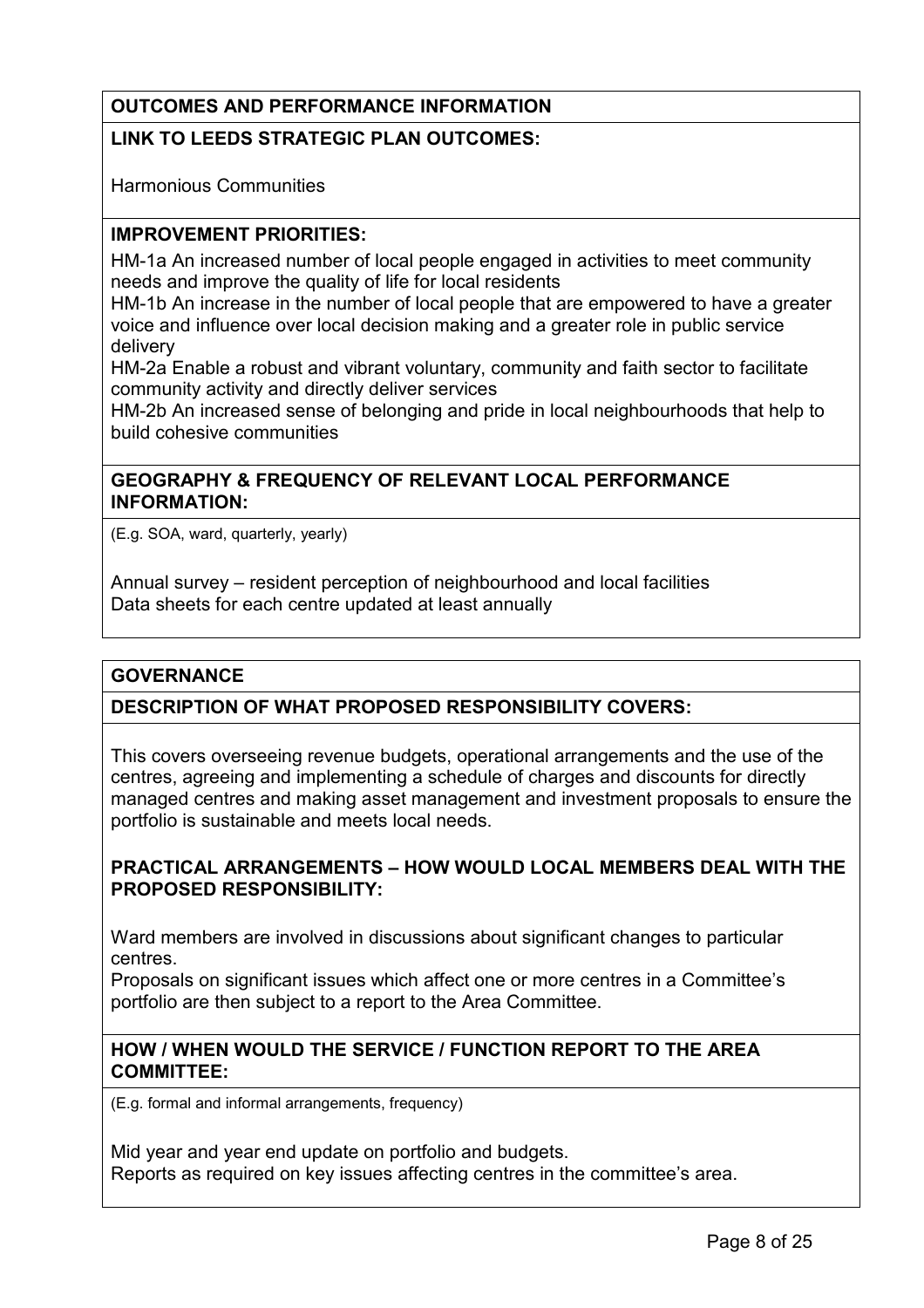**OUTCOMES AND PERFORMANCE INFORMATION**

**LINK TO LEEDS STRATEGIC PLAN OUTCOMES:**

Harmonious Communities

**IMPROVEMENT PRIORITIES:**

HM-1a An increased number of local people engaged in activities to meet community needs and improve the quality of life for local residents

HM-1b An increase in the number of local people that are empowered to have a greater voice and influence over local decision making and a greater role in public service delivery

HM-2a Enable a robust and vibrant voluntary, community and faith sector to facilitate community activity and directly deliver services

HM-2b An increased sense of belonging and pride in local neighbourhoods that help to build cohesive communities

**GEOGRAPHY & FREQUENCY OF RELEVANT LOCAL PERFORMANCE INFORMATION:**

(E.g. SOA, ward, quarterly, yearly)

Annual survey – resident perception of neighbourhood and local facilities

Data sheets for each centre updated at least annually

**GOVERNANCE**

**DESCRIPTION OF WHAT PROPOSED RESPONSIBILITY COVERS:**

This covers overseeing revenue budgets, operational arrangements and the use of the centres, agreeing and implementing a schedule of charges and discounts for directly managed centres and making asset management and investment proposals to ensure the portfolio is sustainable and meets local needs.

**PRACTICAL ARRANGEMENTS – HOW WOULD LOCAL MEMBERS DEAL WITH THE PROPOSED RESPONSIBILITY:**

Ward members are involved in discussions about significant changes to particular centres.

Proposals on significant issues which affect one or more centres in a Committee's portfolio are then subject to a report to the Area Committee.

**HOW / WHEN WOULD THE SERVICE / FUNCTION REPORT TO THE AREA COMMITTEE:**

(E.g. formal and informal arrangements, frequency)

Mid year and year end update on portfolio and budgets.

Reports as required on key issues affecting centres in the committee's area.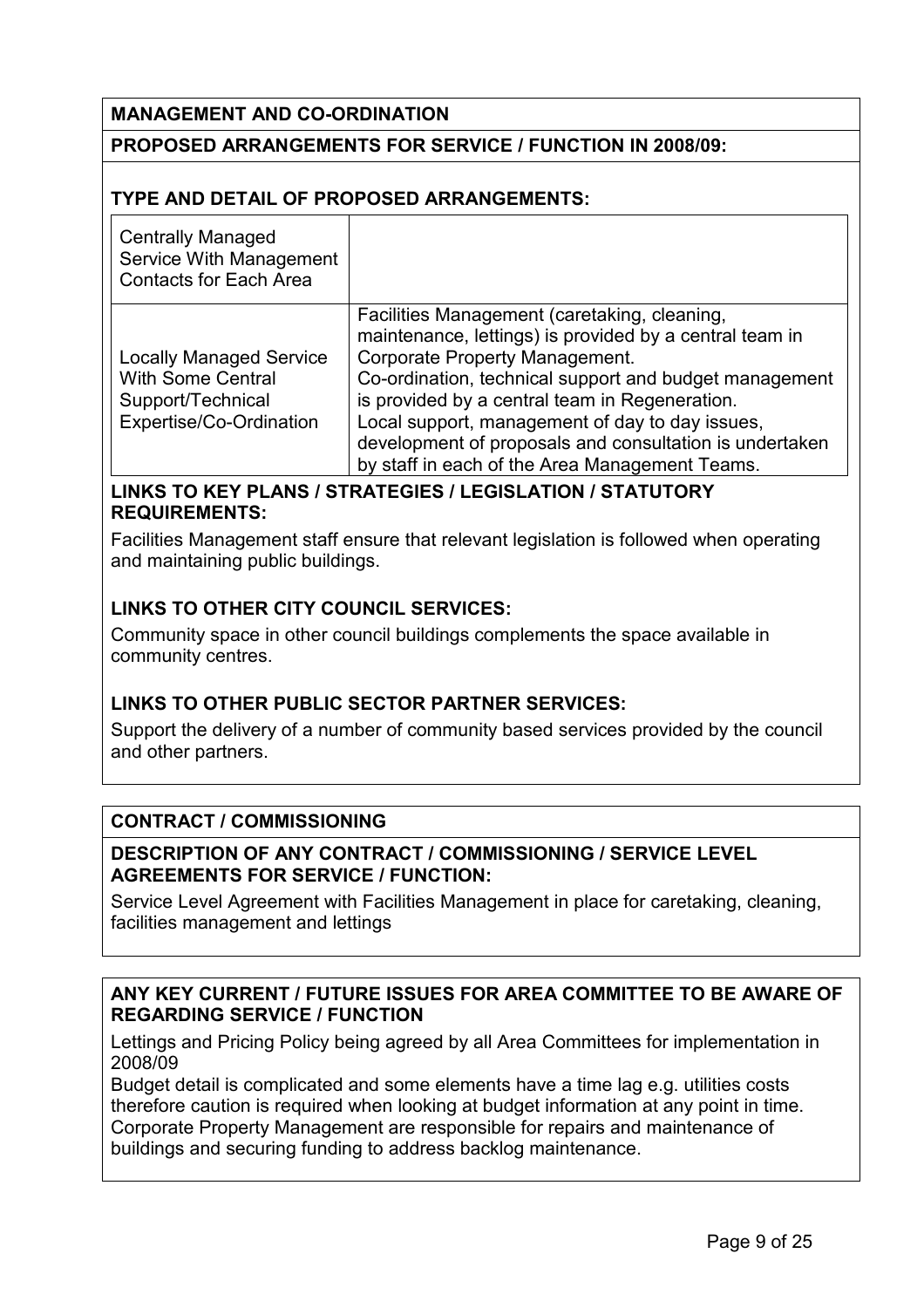## MANAGEMENT AND CO-ORDINATION

### PROPOSED ARRANGEMENTS FOR SERVICE / FUNCTION IN 2008/09:

### TYPE AND DETAIL OF PROPOSED ARRANGEMENTS:

| | |
|---|---|
| Centrally Managed Service With Management Contacts for Each Area | |
| Locally Managed Service With Some Central Support/Technical Expertise/Co-Ordination | Facilities Management (caretaking, cleaning, maintenance, lettings) is provided by a central team in Corporate Property Management.<br>Co-ordination, technical support and budget management is provided by a central team in Regeneration.<br>Local support, management of day to day issues, development of proposals and consultation is undertaken by staff in each of the Area Management Teams. |

### LINKS TO KEY PLANS / STRATEGIES / LEGISLATION / STATUTORY REQUIREMENTS:

Facilities Management staff ensure that relevant legislation is followed when operating and maintaining public buildings.

### LINKS TO OTHER CITY COUNCIL SERVICES:

Community space in other council buildings complements the space available in community centres.

### LINKS TO OTHER PUBLIC SECTOR PARTNER SERVICES:

Support the delivery of a number of community based services provided by the council and other partners.

## CONTRACT / COMMISSIONING

### DESCRIPTION OF ANY CONTRACT / COMMISSIONING / SERVICE LEVEL AGREEMENTS FOR SERVICE / FUNCTION:

Service Level Agreement with Facilities Management in place for caretaking, cleaning, facilities management and lettings

## ANY KEY CURRENT / FUTURE ISSUES FOR AREA COMMITTEE TO BE AWARE OF REGARDING SERVICE / FUNCTION

Lettings and Pricing Policy being agreed by all Area Committees for implementation in 2008/09

Budget detail is complicated and some elements have a time lag e.g. utilities costs therefore caution is required when looking at budget information at any point in time.

Corporate Property Management are responsible for repairs and maintenance of buildings and securing funding to address backlog maintenance.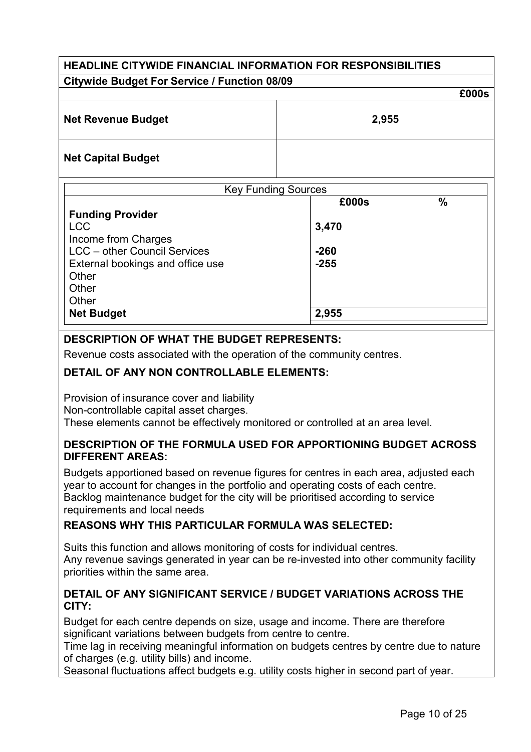## HEADLINE CITYWIDE FINANCIAL INFORMATION FOR RESPONSIBILITIES

**Citywide Budget For Service / Function 08/09**

| | £000s |
|---|---|
| **Net Revenue Budget** | **2,955** |
| **Net Capital Budget** | |

| Key Funding Sources | | |
|---|---|---|
| | **£000s** | **%** |
| **Funding Provider** | | |
| LCC | **3,470** | |
| Income from Charges | | |
| LCC – other Council Services | **-260** | |
| External bookings and office use | **-255** | |
| Other | | |
| Other | | |
| Other | | |
| **Net Budget** | **2,955** | |

### DESCRIPTION OF WHAT THE BUDGET REPRESENTS:

Revenue costs associated with the operation of the community centres.

### DETAIL OF ANY NON CONTROLLABLE ELEMENTS:

Provision of insurance cover and liability
Non-controllable capital asset charges.
These elements cannot be effectively monitored or controlled at an area level.

### DESCRIPTION OF THE FORMULA USED FOR APPORTIONING BUDGET ACROSS DIFFERENT AREAS:

Budgets apportioned based on revenue figures for centres in each area, adjusted each year to account for changes in the portfolio and operating costs of each centre.
Backlog maintenance budget for the city will be prioritised according to service requirements and local needs

### REASONS WHY THIS PARTICULAR FORMULA WAS SELECTED:

Suits this function and allows monitoring of costs for individual centres.
Any revenue savings generated in year can be re-invested into other community facility priorities within the same area.

### DETAIL OF ANY SIGNIFICANT SERVICE / BUDGET VARIATIONS ACROSS THE CITY:

Budget for each centre depends on size, usage and income. There are therefore significant variations between budgets from centre to centre.
Time lag in receiving meaningful information on budgets centres by centre due to nature of charges (e.g. utility bills) and income.
Seasonal fluctuations affect budgets e.g. utility costs higher in second part of year.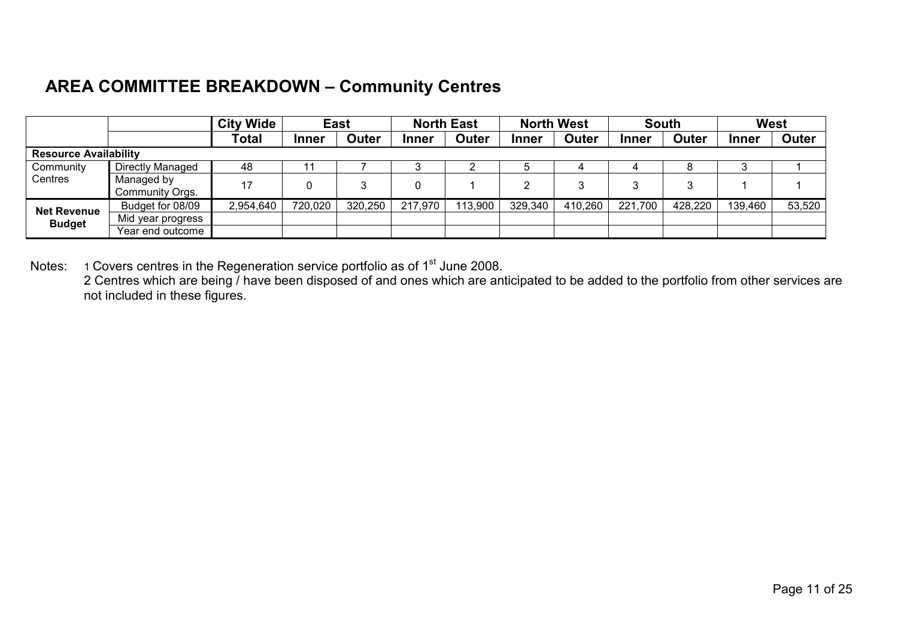## AREA COMMITTEE BREAKDOWN – Community Centres

| | | City Wide | East | | North East | | North West | | South | | West | |
|---|---|---|---|---|---|---|---|---|---|---|---|---|
| | | Total | Inner | Outer | Inner | Outer | Inner | Outer | Inner | Outer | Inner | Outer |
| **Resource Availability** | | | | | | | | | | | | |
| Community Centres | Directly Managed | 48 | 11 | 7 | 3 | 2 | 5 | 4 | 4 | 8 | 3 | 1 |
| | Managed by Community Orgs. | 17 | 0 | 3 | 0 | 1 | 2 | 3 | 3 | 3 | 1 | 1 |
| **Net Revenue Budget** | Budget for 08/09 | 2,954,640 | 720,020 | 320,250 | 217,970 | 113,900 | 329,340 | 410,260 | 221,700 | 428,220 | 139,460 | 53,520 |
| | Mid year progress | | | | | | | | | | | |
| | Year end outcome | | | | | | | | | | | |

Notes: 1 Covers centres in the Regeneration service portfolio as of 1st June 2008.
2 Centres which are being / have been disposed of and ones which are anticipated to be added to the portfolio from other services are not included in these figures.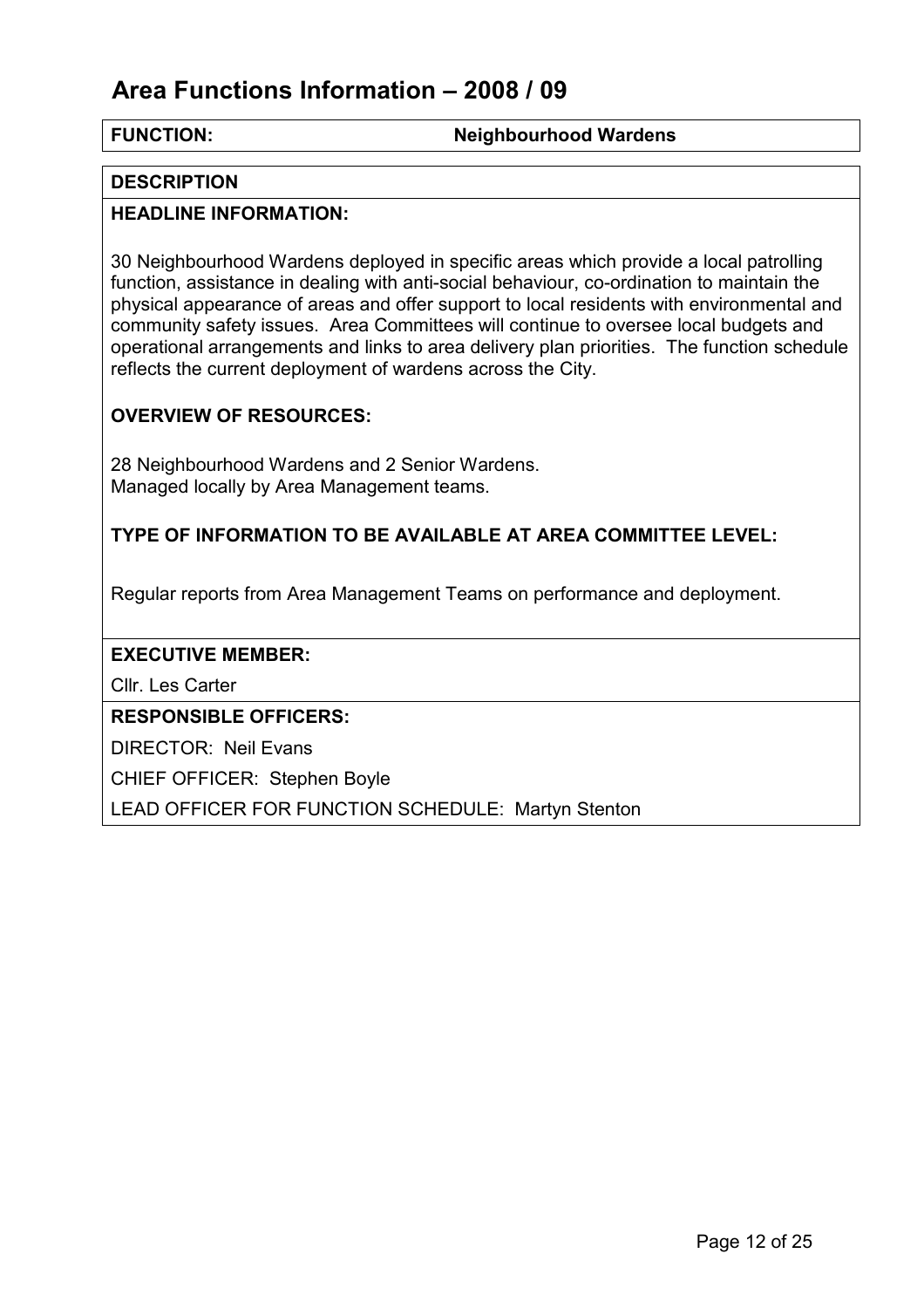# Area Functions Information – 2008 / 09

**FUNCTION:** **Neighbourhood Wardens**

**DESCRIPTION**

**HEADLINE INFORMATION:**

30 Neighbourhood Wardens deployed in specific areas which provide a local patrolling function, assistance in dealing with anti-social behaviour, co-ordination to maintain the physical appearance of areas and offer support to local residents with environmental and community safety issues. Area Committees will continue to oversee local budgets and operational arrangements and links to area delivery plan priorities. The function schedule reflects the current deployment of wardens across the City.

**OVERVIEW OF RESOURCES:**

28 Neighbourhood Wardens and 2 Senior Wardens.
Managed locally by Area Management teams.

**TYPE OF INFORMATION TO BE AVAILABLE AT AREA COMMITTEE LEVEL:**

Regular reports from Area Management Teams on performance and deployment.

**EXECUTIVE MEMBER:**

Cllr. Les Carter

**RESPONSIBLE OFFICERS:**

DIRECTOR: Neil Evans

CHIEF OFFICER: Stephen Boyle

LEAD OFFICER FOR FUNCTION SCHEDULE: Martyn Stenton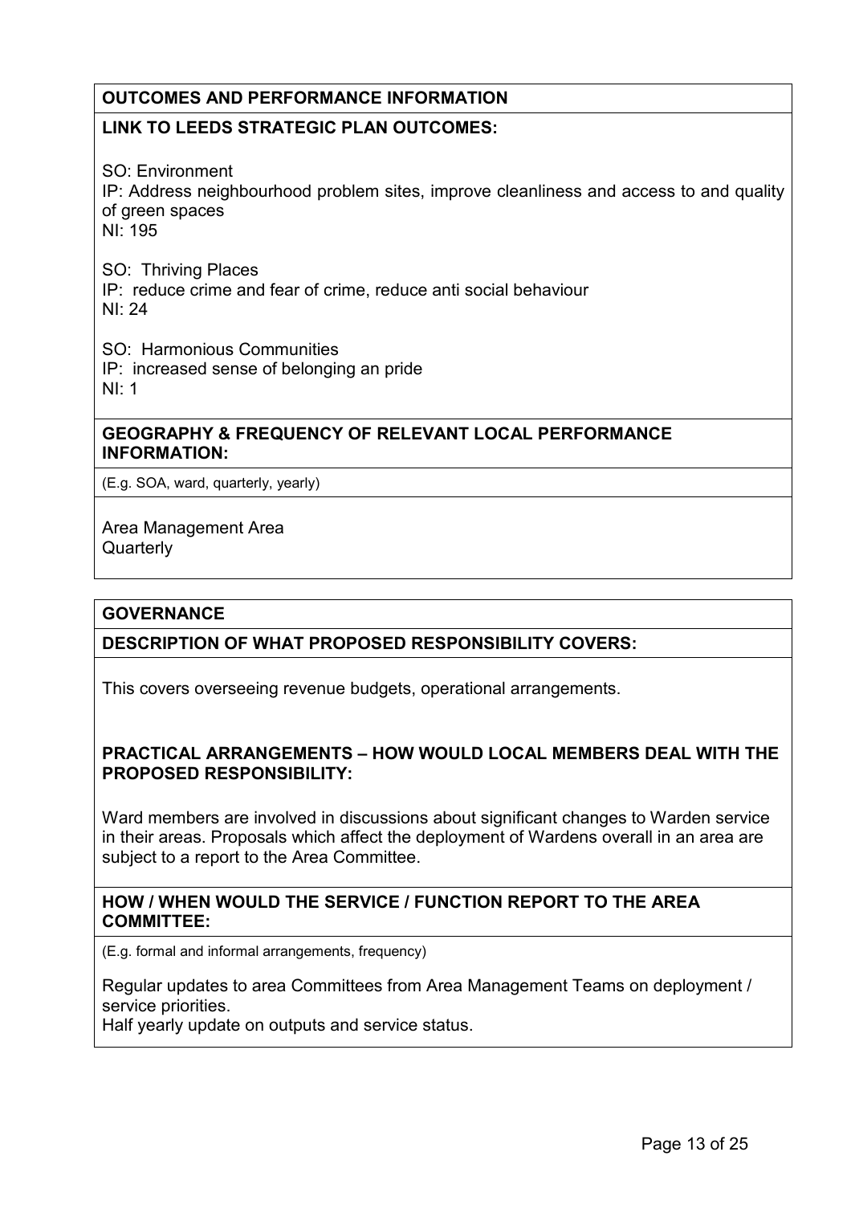## OUTCOMES AND PERFORMANCE INFORMATION

### LINK TO LEEDS STRATEGIC PLAN OUTCOMES:

SO: Environment
IP: Address neighbourhood problem sites, improve cleanliness and access to and quality of green spaces
NI: 195

SO: Thriving Places
IP: reduce crime and fear of crime, reduce anti social behaviour
NI: 24

SO: Harmonious Communities
IP: increased sense of belonging an pride
NI: 1

### GEOGRAPHY & FREQUENCY OF RELEVANT LOCAL PERFORMANCE INFORMATION:

(E.g. SOA, ward, quarterly, yearly)

Area Management Area
Quarterly

## GOVERNANCE

### DESCRIPTION OF WHAT PROPOSED RESPONSIBILITY COVERS:

This covers overseeing revenue budgets, operational arrangements.

### PRACTICAL ARRANGEMENTS – HOW WOULD LOCAL MEMBERS DEAL WITH THE PROPOSED RESPONSIBILITY:

Ward members are involved in discussions about significant changes to Warden service in their areas. Proposals which affect the deployment of Wardens overall in an area are subject to a report to the Area Committee.

### HOW / WHEN WOULD THE SERVICE / FUNCTION REPORT TO THE AREA COMMITTEE:

(E.g. formal and informal arrangements, frequency)

Regular updates to area Committees from Area Management Teams on deployment / service priorities.
Half yearly update on outputs and service status.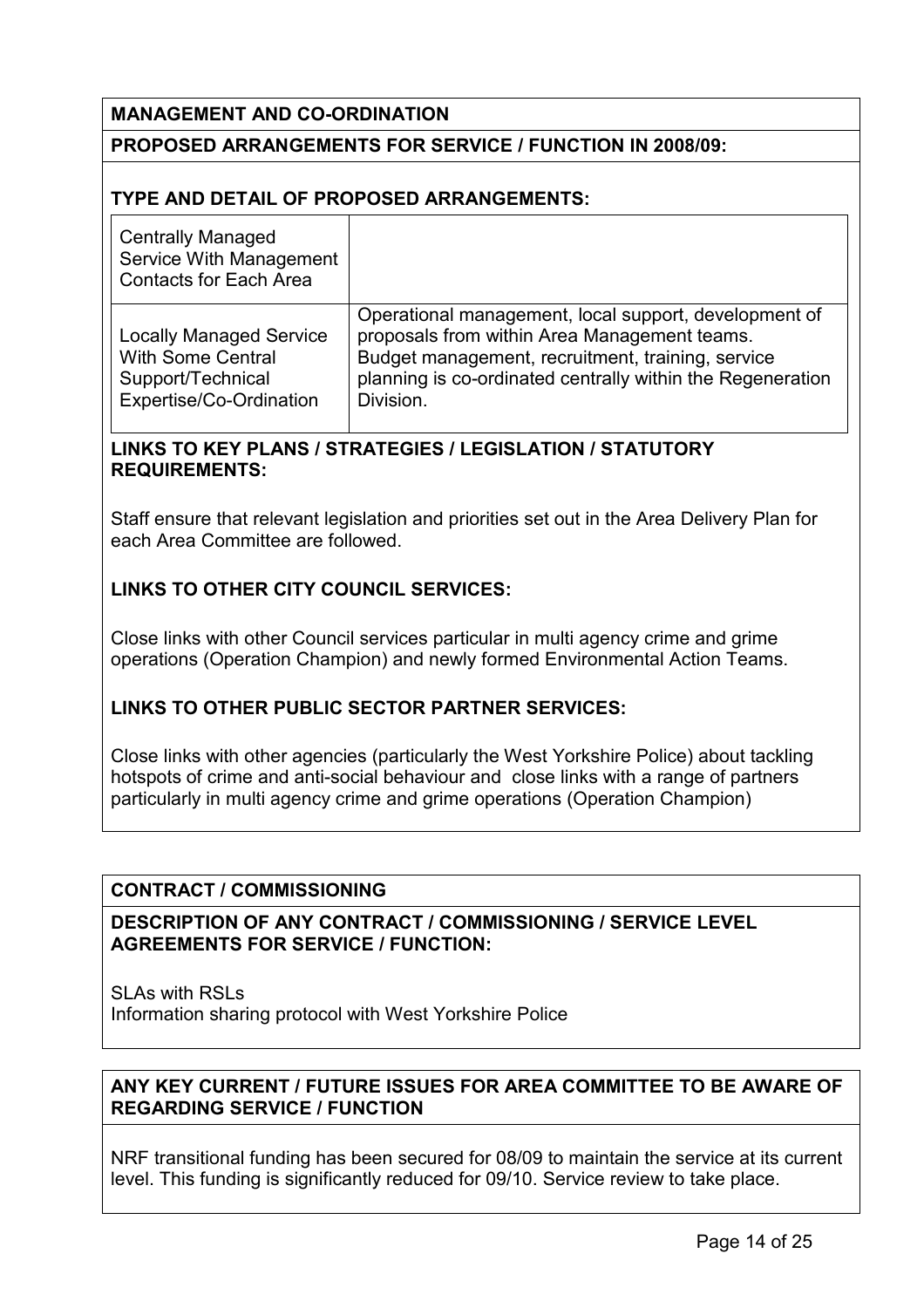## MANAGEMENT AND CO-ORDINATION

### PROPOSED ARRANGEMENTS FOR SERVICE / FUNCTION IN 2008/09:

### TYPE AND DETAIL OF PROPOSED ARRANGEMENTS:

| | |
|---|---|
| Centrally Managed Service With Management Contacts for Each Area | |
| Locally Managed Service With Some Central Support/Technical Expertise/Co-Ordination | Operational management, local support, development of proposals from within Area Management teams. Budget management, recruitment, training, service planning is co-ordinated centrally within the Regeneration Division. |

### LINKS TO KEY PLANS / STRATEGIES / LEGISLATION / STATUTORY REQUIREMENTS:

Staff ensure that relevant legislation and priorities set out in the Area Delivery Plan for each Area Committee are followed.

### LINKS TO OTHER CITY COUNCIL SERVICES:

Close links with other Council services particular in multi agency crime and grime operations (Operation Champion) and newly formed Environmental Action Teams.

### LINKS TO OTHER PUBLIC SECTOR PARTNER SERVICES:

Close links with other agencies (particularly the West Yorkshire Police) about tackling hotspots of crime and anti-social behaviour and close links with a range of partners particularly in multi agency crime and grime operations (Operation Champion)

## CONTRACT / COMMISSIONING

### DESCRIPTION OF ANY CONTRACT / COMMISSIONING / SERVICE LEVEL AGREEMENTS FOR SERVICE / FUNCTION:

SLAs with RSLs
Information sharing protocol with West Yorkshire Police

## ANY KEY CURRENT / FUTURE ISSUES FOR AREA COMMITTEE TO BE AWARE OF REGARDING SERVICE / FUNCTION

NRF transitional funding has been secured for 08/09 to maintain the service at its current level. This funding is significantly reduced for 09/10. Service review to take place.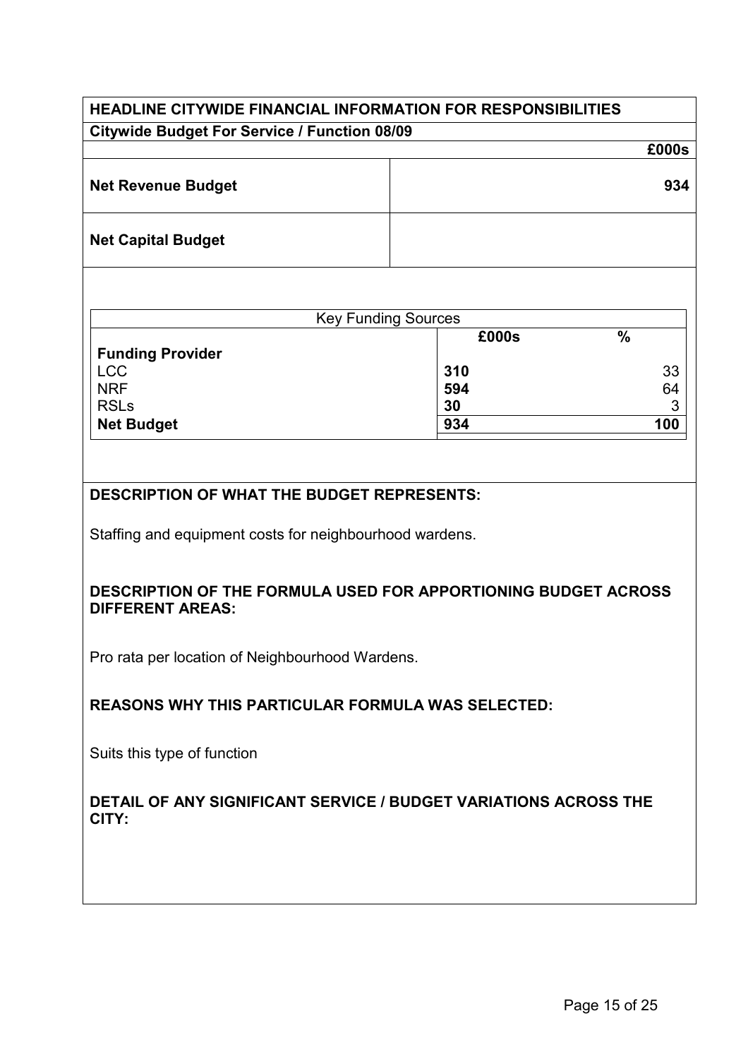## HEADLINE CITYWIDE FINANCIAL INFORMATION FOR RESPONSIBILITIES

**Citywide Budget For Service / Function 08/09**

| | £000s |
|---|---|
| **Net Revenue Budget** | **934** |
| **Net Capital Budget** | |

| Key Funding Sources | | |
|---|---|---|
| | **£000s** | **%** |
| **Funding Provider** | | |
| LCC | **310** | 33 |
| NRF | **594** | 64 |
| RSLs | **30** | 3 |
| **Net Budget** | **934** | **100** |

**DESCRIPTION OF WHAT THE BUDGET REPRESENTS:**

Staffing and equipment costs for neighbourhood wardens.

**DESCRIPTION OF THE FORMULA USED FOR APPORTIONING BUDGET ACROSS DIFFERENT AREAS:**

Pro rata per location of Neighbourhood Wardens.

**REASONS WHY THIS PARTICULAR FORMULA WAS SELECTED:**

Suits this type of function

**DETAIL OF ANY SIGNIFICANT SERVICE / BUDGET VARIATIONS ACROSS THE CITY:**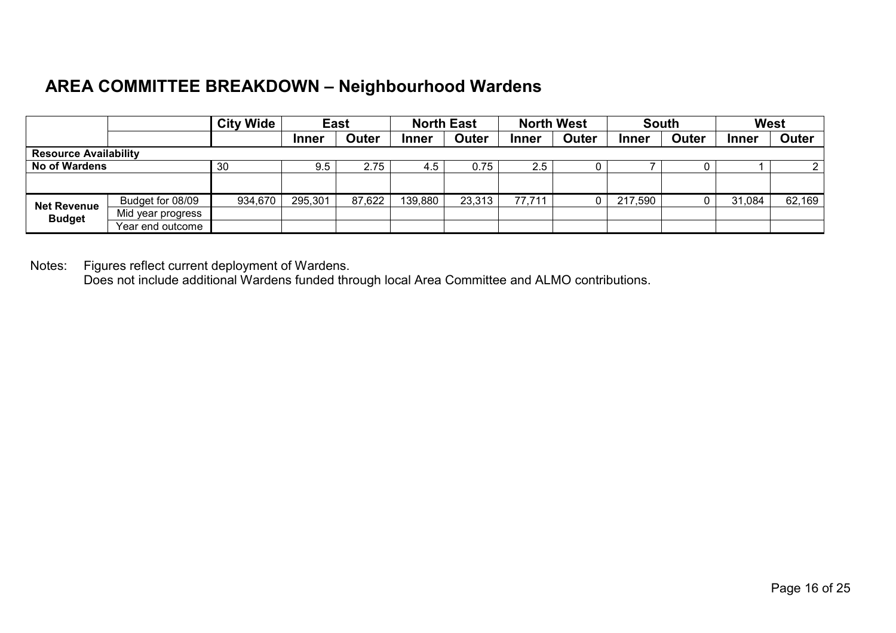## AREA COMMITTEE BREAKDOWN – Neighbourhood Wardens

| | | City Wide | East | | North East | | North West | | South | | West | |
|---|---|---|---|---|---|---|---|---|---|---|---|---|
| | | | Inner | Outer | Inner | Outer | Inner | Outer | Inner | Outer | Inner | Outer |
| **Resource Availability** | | | | | | | | | | | | |
| **No of Wardens** | | 30 | 9.5 | 2.75 | 4.5 | 0.75 | 2.5 | 0 | 7 | 0 | 1 | 2 |
| | | | | | | | | | | | | |
| **Net Revenue Budget** | Budget for 08/09 | 934,670 | 295,301 | 87,622 | 139,880 | 23,313 | 77,711 | 0 | 217,590 | 0 | 31,084 | 62,169 |
| | Mid year progress | | | | | | | | | | | |
| | Year end outcome | | | | | | | | | | | |

Notes: Figures reflect current deployment of Wardens.
Does not include additional Wardens funded through local Area Committee and ALMO contributions.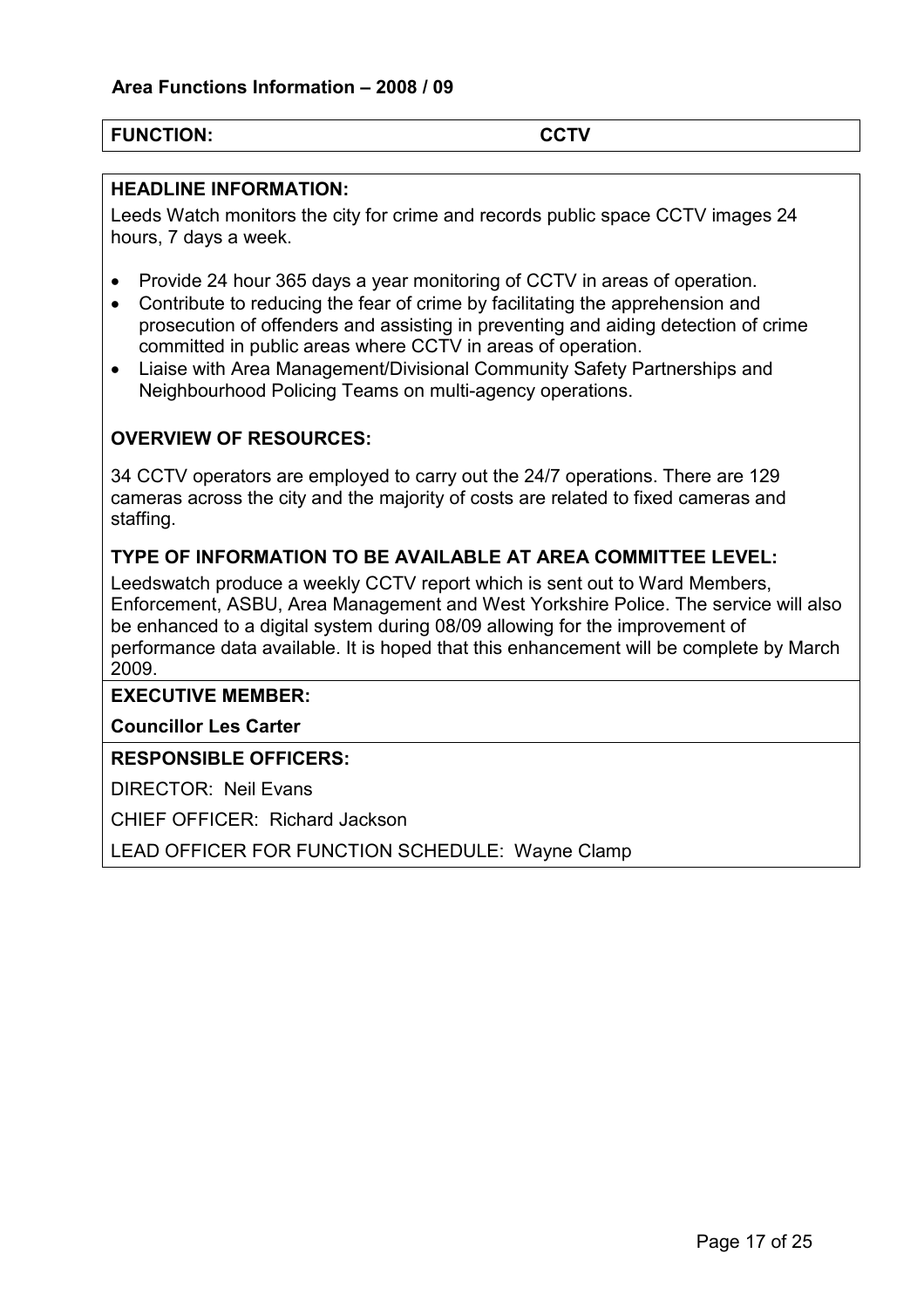**Area Functions Information – 2008 / 09**

**FUNCTION: CCTV**

**HEADLINE INFORMATION:**

Leeds Watch monitors the city for crime and records public space CCTV images 24 hours, 7 days a week.

- Provide 24 hour 365 days a year monitoring of CCTV in areas of operation.
- Contribute to reducing the fear of crime by facilitating the apprehension and prosecution of offenders and assisting in preventing and aiding detection of crime committed in public areas where CCTV in areas of operation.
- Liaise with Area Management/Divisional Community Safety Partnerships and Neighbourhood Policing Teams on multi-agency operations.

**OVERVIEW OF RESOURCES:**

34 CCTV operators are employed to carry out the 24/7 operations. There are 129 cameras across the city and the majority of costs are related to fixed cameras and staffing.

**TYPE OF INFORMATION TO BE AVAILABLE AT AREA COMMITTEE LEVEL:**

Leedswatch produce a weekly CCTV report which is sent out to Ward Members, Enforcement, ASBU, Area Management and West Yorkshire Police. The service will also be enhanced to a digital system during 08/09 allowing for the improvement of performance data available. It is hoped that this enhancement will be complete by March 2009.

**EXECUTIVE MEMBER:**

**Councillor Les Carter**

**RESPONSIBLE OFFICERS:**

DIRECTOR: Neil Evans

CHIEF OFFICER: Richard Jackson

LEAD OFFICER FOR FUNCTION SCHEDULE: Wayne Clamp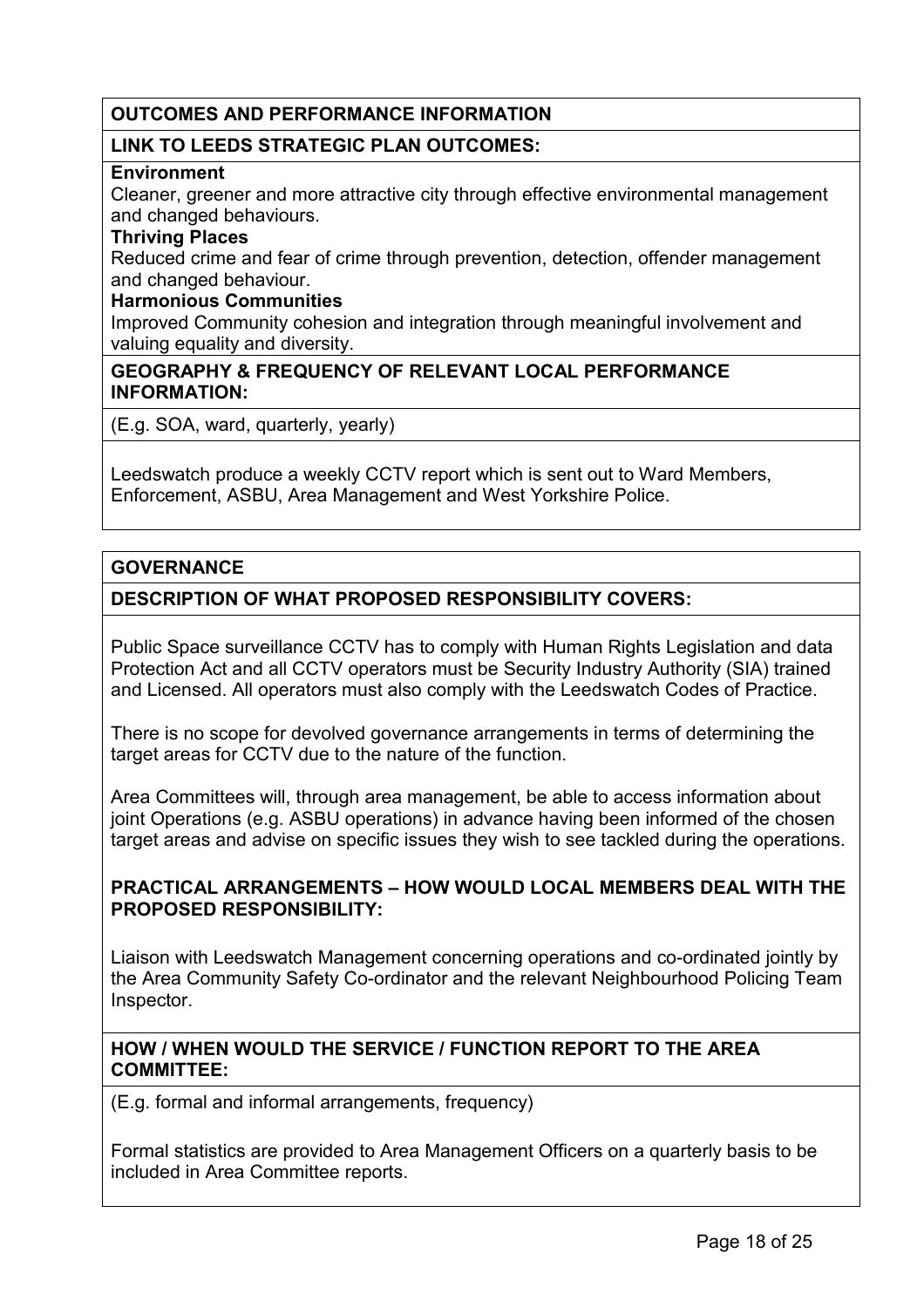## OUTCOMES AND PERFORMANCE INFORMATION

### LINK TO LEEDS STRATEGIC PLAN OUTCOMES:

**Environment**
Cleaner, greener and more attractive city through effective environmental management and changed behaviours.

**Thriving Places**
Reduced crime and fear of crime through prevention, detection, offender management and changed behaviour.

**Harmonious Communities**
Improved Community cohesion and integration through meaningful involvement and valuing equality and diversity.

### GEOGRAPHY & FREQUENCY OF RELEVANT LOCAL PERFORMANCE INFORMATION:

(E.g. SOA, ward, quarterly, yearly)

Leedswatch produce a weekly CCTV report which is sent out to Ward Members, Enforcement, ASBU, Area Management and West Yorkshire Police.

## GOVERNANCE

### DESCRIPTION OF WHAT PROPOSED RESPONSIBILITY COVERS:

Public Space surveillance CCTV has to comply with Human Rights Legislation and data Protection Act and all CCTV operators must be Security Industry Authority (SIA) trained and Licensed. All operators must also comply with the Leedswatch Codes of Practice.

There is no scope for devolved governance arrangements in terms of determining the target areas for CCTV due to the nature of the function.

Area Committees will, through area management, be able to access information about joint Operations (e.g. ASBU operations) in advance having been informed of the chosen target areas and advise on specific issues they wish to see tackled during the operations.

### PRACTICAL ARRANGEMENTS – HOW WOULD LOCAL MEMBERS DEAL WITH THE PROPOSED RESPONSIBILITY:

Liaison with Leedswatch Management concerning operations and co-ordinated jointly by the Area Community Safety Co-ordinator and the relevant Neighbourhood Policing Team Inspector.

### HOW / WHEN WOULD THE SERVICE / FUNCTION REPORT TO THE AREA COMMITTEE:

(E.g. formal and informal arrangements, frequency)

Formal statistics are provided to Area Management Officers on a quarterly basis to be included in Area Committee reports.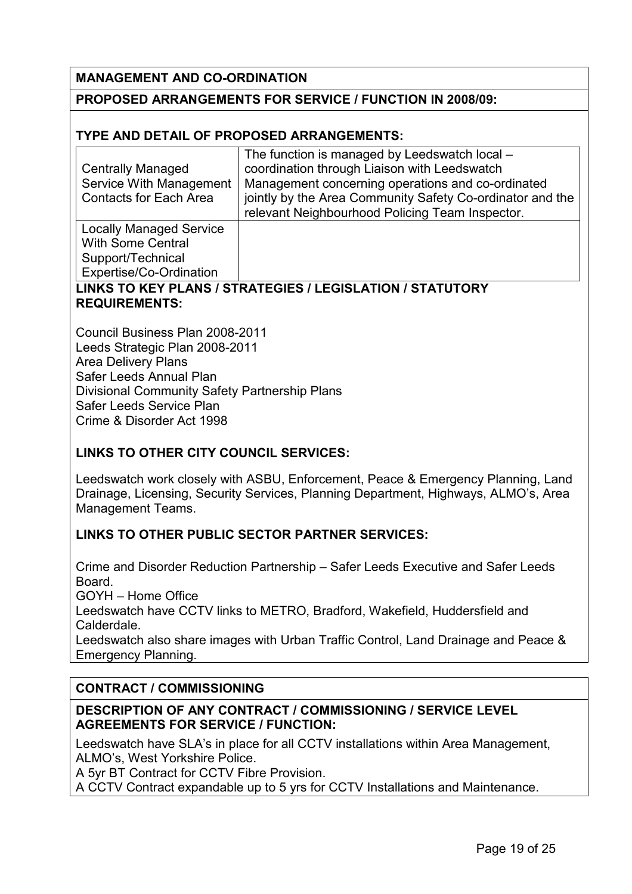**MANAGEMENT AND CO-ORDINATION**

**PROPOSED ARRANGEMENTS FOR SERVICE / FUNCTION IN 2008/09:**

**TYPE AND DETAIL OF PROPOSED ARRANGEMENTS:**

| | |
|---|---|
| Centrally Managed Service With Management Contacts for Each Area | The function is managed by Leedswatch local – coordination through Liaison with Leedswatch Management concerning operations and co-ordinated jointly by the Area Community Safety Co-ordinator and the relevant Neighbourhood Policing Team Inspector. |
| Locally Managed Service With Some Central Support/Technical Expertise/Co-Ordination | |

**LINKS TO KEY PLANS / STRATEGIES / LEGISLATION / STATUTORY REQUIREMENTS:**

Council Business Plan 2008-2011
Leeds Strategic Plan 2008-2011
Area Delivery Plans
Safer Leeds Annual Plan
Divisional Community Safety Partnership Plans
Safer Leeds Service Plan
Crime & Disorder Act 1998

**LINKS TO OTHER CITY COUNCIL SERVICES:**

Leedswatch work closely with ASBU, Enforcement, Peace & Emergency Planning, Land Drainage, Licensing, Security Services, Planning Department, Highways, ALMO's, Area Management Teams.

**LINKS TO OTHER PUBLIC SECTOR PARTNER SERVICES:**

Crime and Disorder Reduction Partnership – Safer Leeds Executive and Safer Leeds Board.
GOYH – Home Office
Leedswatch have CCTV links to METRO, Bradford, Wakefield, Huddersfield and Calderdale.
Leedswatch also share images with Urban Traffic Control, Land Drainage and Peace & Emergency Planning.

**CONTRACT / COMMISSIONING**

**DESCRIPTION OF ANY CONTRACT / COMMISSIONING / SERVICE LEVEL AGREEMENTS FOR SERVICE / FUNCTION:**

Leedswatch have SLA's in place for all CCTV installations within Area Management, ALMO's, West Yorkshire Police.
A 5yr BT Contract for CCTV Fibre Provision.
A CCTV Contract expandable up to 5 yrs for CCTV Installations and Maintenance.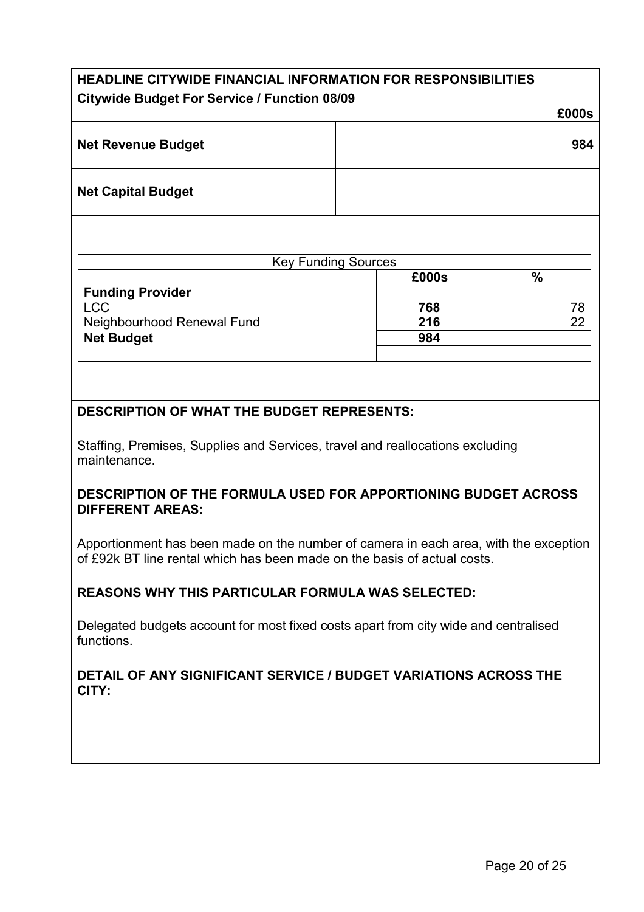## HEADLINE CITYWIDE FINANCIAL INFORMATION FOR RESPONSIBILITIES

**Citywide Budget For Service / Function 08/09**

| | £000s |
|---|---|
| **Net Revenue Budget** | **984** |
| **Net Capital Budget** | |

| Key Funding Sources | | |
|---|---|---|
| **Funding Provider** | **£000s** | **%** |
| LCC | **768** | 78 |
| Neighbourhood Renewal Fund | **216** | 22 |
| **Net Budget** | **984** | |

**DESCRIPTION OF WHAT THE BUDGET REPRESENTS:**

Staffing, Premises, Supplies and Services, travel and reallocations excluding maintenance.

**DESCRIPTION OF THE FORMULA USED FOR APPORTIONING BUDGET ACROSS DIFFERENT AREAS:**

Apportionment has been made on the number of camera in each area, with the exception of £92k BT line rental which has been made on the basis of actual costs.

**REASONS WHY THIS PARTICULAR FORMULA WAS SELECTED:**

Delegated budgets account for most fixed costs apart from city wide and centralised functions.

**DETAIL OF ANY SIGNIFICANT SERVICE / BUDGET VARIATIONS ACROSS THE CITY:**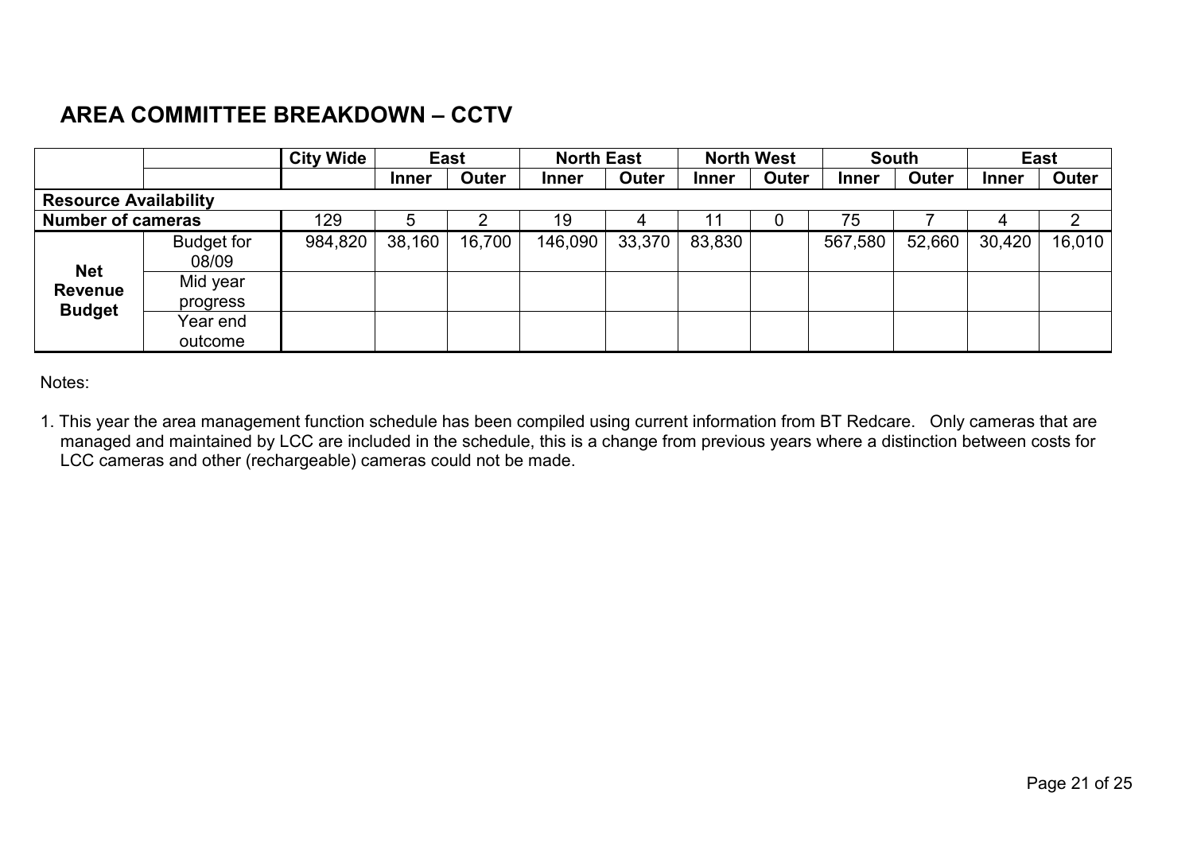## AREA COMMITTEE BREAKDOWN – CCTV

| | | City Wide | East | | North East | | North West | | South | | East | |
|---|---|---|---|---|---|---|---|---|---|---|---|---|
| | | | Inner | Outer | Inner | Outer | Inner | Outer | Inner | Outer | Inner | Outer |
| **Resource Availability** | | | | | | | | | | | | |
| **Number of cameras** | | 129 | 5 | 2 | 19 | 4 | 11 | 0 | 75 | 7 | 4 | 2 |
| **Net Revenue Budget** | Budget for 08/09 | 984,820 | 38,160 | 16,700 | 146,090 | 33,370 | 83,830 | | 567,580 | 52,660 | 30,420 | 16,010 |
| | Mid year progress | | | | | | | | | | | |
| | Year end outcome | | | | | | | | | | | |

Notes:

1. This year the area management function schedule has been compiled using current information from BT Redcare. Only cameras that are managed and maintained by LCC are included in the schedule, this is a change from previous years where a distinction between costs for LCC cameras and other (rechargeable) cameras could not be made.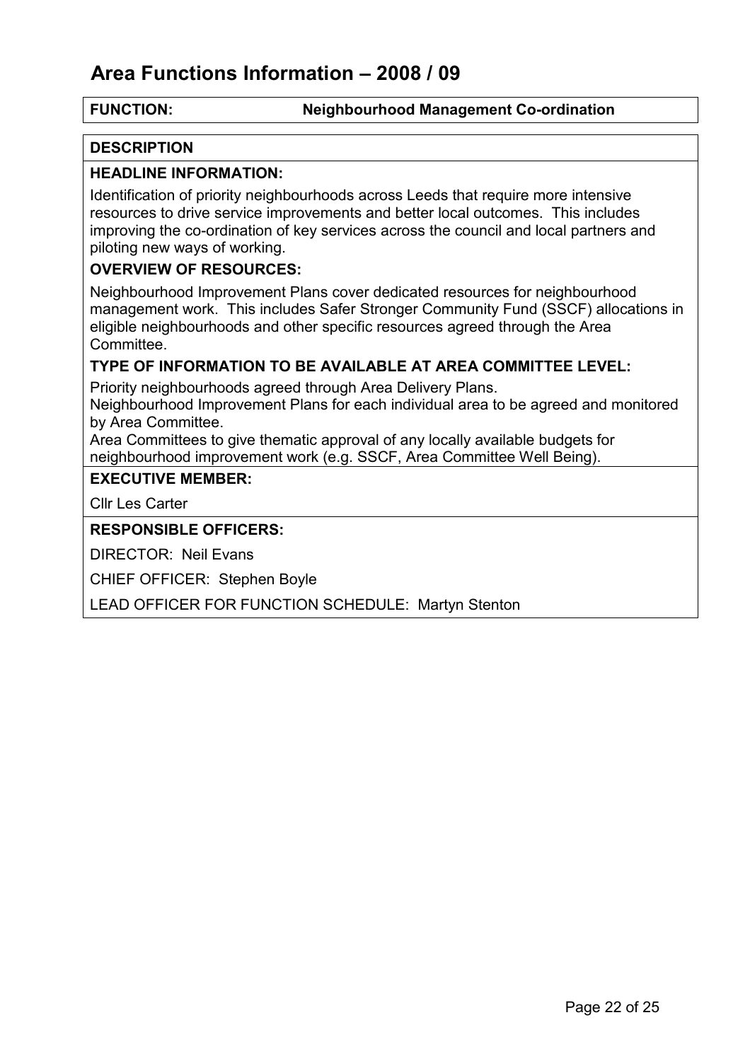# Area Functions Information – 2008 / 09

**FUNCTION:** **Neighbourhood Management Co-ordination**

## DESCRIPTION

### HEADLINE INFORMATION:

Identification of priority neighbourhoods across Leeds that require more intensive resources to drive service improvements and better local outcomes. This includes improving the co-ordination of key services across the council and local partners and piloting new ways of working.

### OVERVIEW OF RESOURCES:

Neighbourhood Improvement Plans cover dedicated resources for neighbourhood management work. This includes Safer Stronger Community Fund (SSCF) allocations in eligible neighbourhoods and other specific resources agreed through the Area Committee.

### TYPE OF INFORMATION TO BE AVAILABLE AT AREA COMMITTEE LEVEL:

Priority neighbourhoods agreed through Area Delivery Plans.
Neighbourhood Improvement Plans for each individual area to be agreed and monitored by Area Committee.
Area Committees to give thematic approval of any locally available budgets for neighbourhood improvement work (e.g. SSCF, Area Committee Well Being).

### EXECUTIVE MEMBER:

Cllr Les Carter

### RESPONSIBLE OFFICERS:

DIRECTOR: Neil Evans

CHIEF OFFICER: Stephen Boyle

LEAD OFFICER FOR FUNCTION SCHEDULE: Martyn Stenton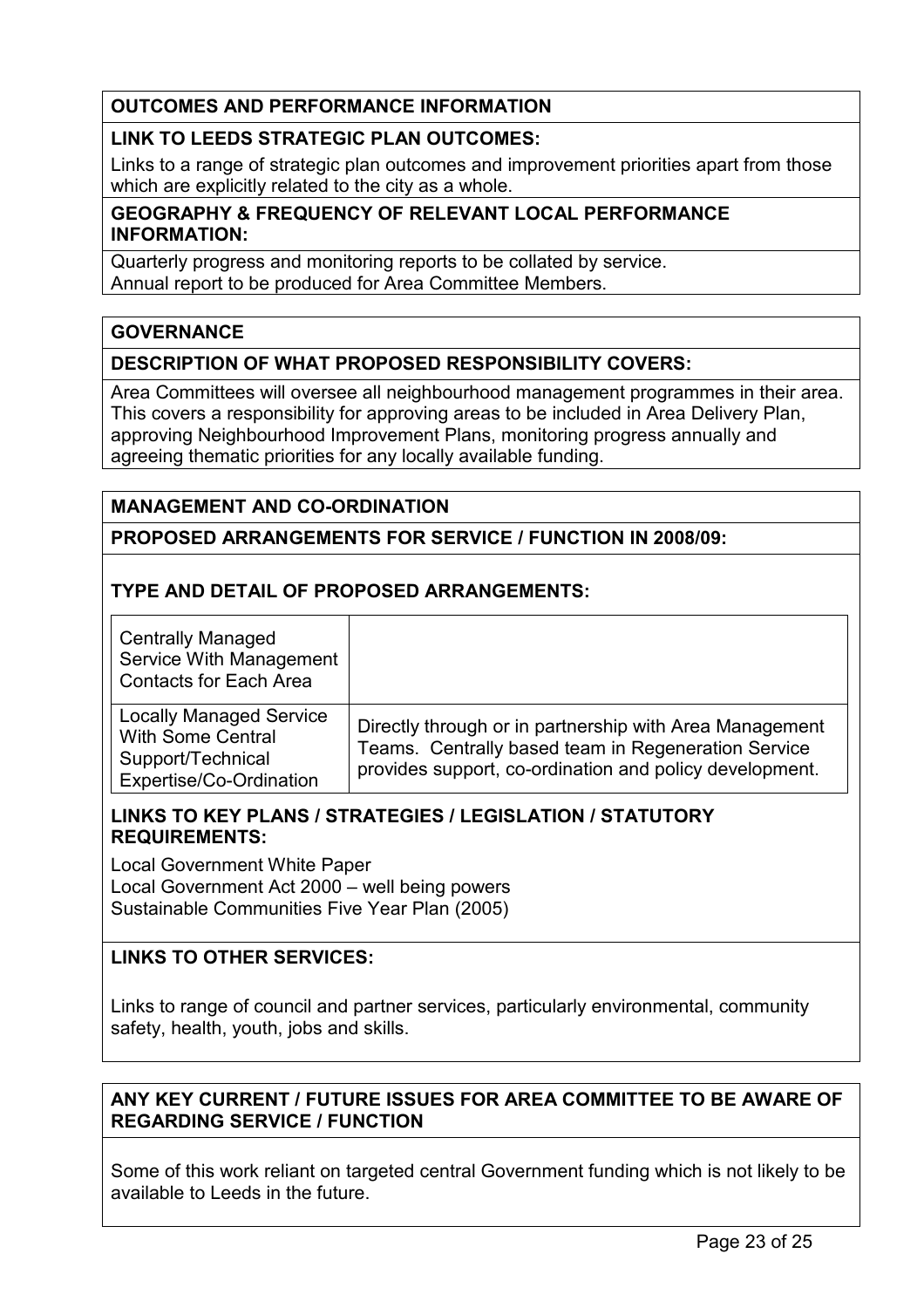**OUTCOMES AND PERFORMANCE INFORMATION**

**LINK TO LEEDS STRATEGIC PLAN OUTCOMES:**

Links to a range of strategic plan outcomes and improvement priorities apart from those which are explicitly related to the city as a whole.

**GEOGRAPHY & FREQUENCY OF RELEVANT LOCAL PERFORMANCE INFORMATION:**

Quarterly progress and monitoring reports to be collated by service.
Annual report to be produced for Area Committee Members.

**GOVERNANCE**

**DESCRIPTION OF WHAT PROPOSED RESPONSIBILITY COVERS:**

Area Committees will oversee all neighbourhood management programmes in their area. This covers a responsibility for approving areas to be included in Area Delivery Plan, approving Neighbourhood Improvement Plans, monitoring progress annually and agreeing thematic priorities for any locally available funding.

**MANAGEMENT AND CO-ORDINATION**

**PROPOSED ARRANGEMENTS FOR SERVICE / FUNCTION IN 2008/09:**

**TYPE AND DETAIL OF PROPOSED ARRANGEMENTS:**

| Type | Detail |
|---|---|
| Centrally Managed Service With Management Contacts for Each Area | |
| Locally Managed Service With Some Central Support/Technical Expertise/Co-Ordination | Directly through or in partnership with Area Management Teams. Centrally based team in Regeneration Service provides support, co-ordination and policy development. |

**LINKS TO KEY PLANS / STRATEGIES / LEGISLATION / STATUTORY REQUIREMENTS:**

Local Government White Paper
Local Government Act 2000 – well being powers
Sustainable Communities Five Year Plan (2005)

**LINKS TO OTHER SERVICES:**

Links to range of council and partner services, particularly environmental, community safety, health, youth, jobs and skills.

**ANY KEY CURRENT / FUTURE ISSUES FOR AREA COMMITTEE TO BE AWARE OF REGARDING SERVICE / FUNCTION**

Some of this work reliant on targeted central Government funding which is not likely to be available to Leeds in the future.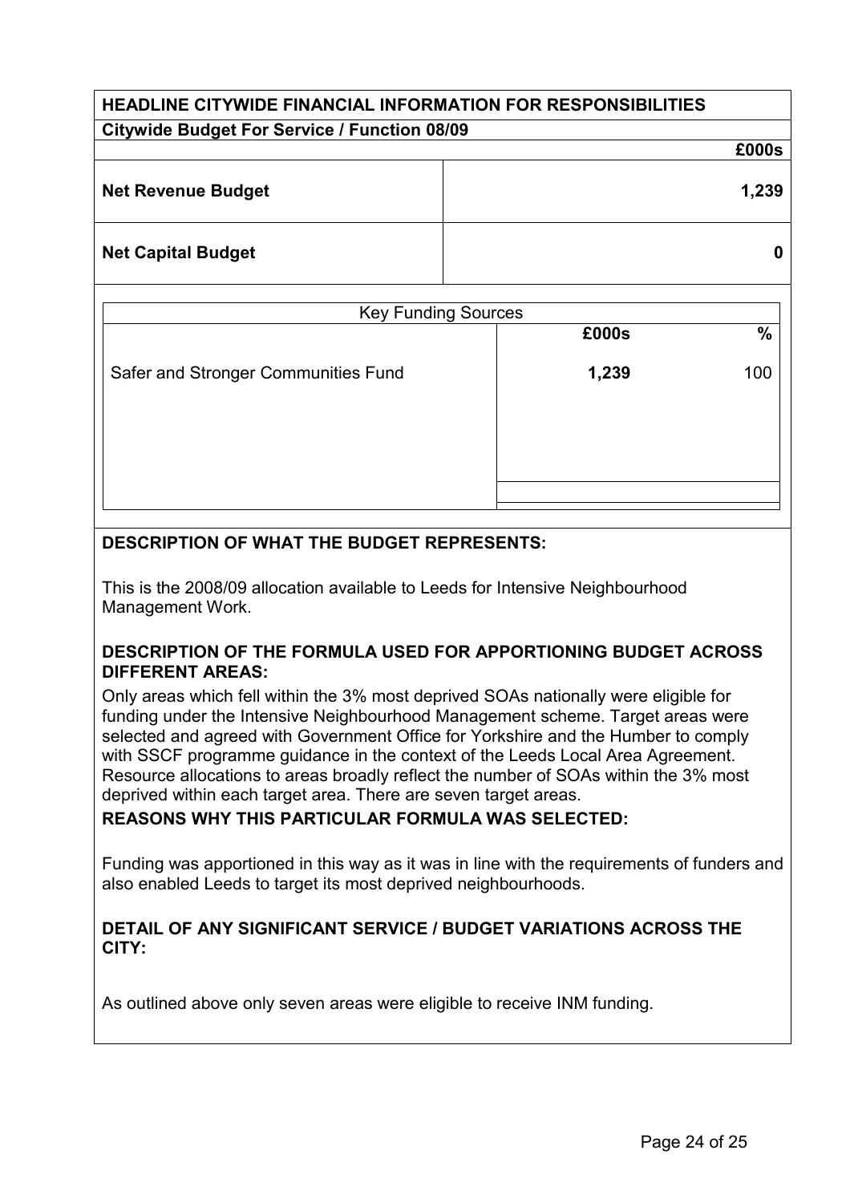## HEADLINE CITYWIDE FINANCIAL INFORMATION FOR RESPONSIBILITIES

**Citywide Budget For Service / Function 08/09**

| | £000s |
|---|---|
| **Net Revenue Budget** | **1,239** |
| **Net Capital Budget** | **0** |

| Key Funding Sources | £000s | % |
|---|---|---|
| Safer and Stronger Communities Fund | **1,239** | 100 |

### DESCRIPTION OF WHAT THE BUDGET REPRESENTS:

This is the 2008/09 allocation available to Leeds for Intensive Neighbourhood Management Work.

### DESCRIPTION OF THE FORMULA USED FOR APPORTIONING BUDGET ACROSS DIFFERENT AREAS:

Only areas which fell within the 3% most deprived SOAs nationally were eligible for funding under the Intensive Neighbourhood Management scheme. Target areas were selected and agreed with Government Office for Yorkshire and the Humber to comply with SSCF programme guidance in the context of the Leeds Local Area Agreement. Resource allocations to areas broadly reflect the number of SOAs within the 3% most deprived within each target area. There are seven target areas.

### REASONS WHY THIS PARTICULAR FORMULA WAS SELECTED:

Funding was apportioned in this way as it was in line with the requirements of funders and also enabled Leeds to target its most deprived neighbourhoods.

### DETAIL OF ANY SIGNIFICANT SERVICE / BUDGET VARIATIONS ACROSS THE CITY:

As outlined above only seven areas were eligible to receive INM funding.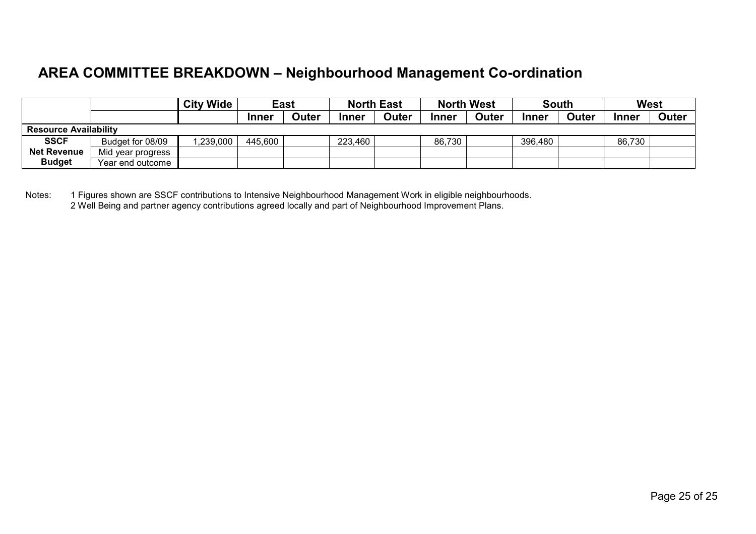# AREA COMMITTEE BREAKDOWN – Neighbourhood Management Co-ordination

| | | City Wide | East | | North East | | North West | | South | | West | |
|---|---|---|---|---|---|---|---|---|---|---|---|---|
| | | | Inner | Outer | Inner | Outer | Inner | Outer | Inner | Outer | Inner | Outer |
| **Resource Availability** | | | | | | | | | | | | |
| **SSCF** | Budget for 08/09 | 1,239,000 | 445,600 | | 223,460 | | 86,730 | | 396,480 | | 86,730 | |
| **Net Revenue** | Mid year progress | | | | | | | | | | | |
| **Budget** | Year end outcome | | | | | | | | | | | |

Notes: 1 Figures shown are SSCF contributions to Intensive Neighbourhood Management Work in eligible neighbourhoods.
2 Well Being and partner agency contributions agreed locally and part of Neighbourhood Improvement Plans.